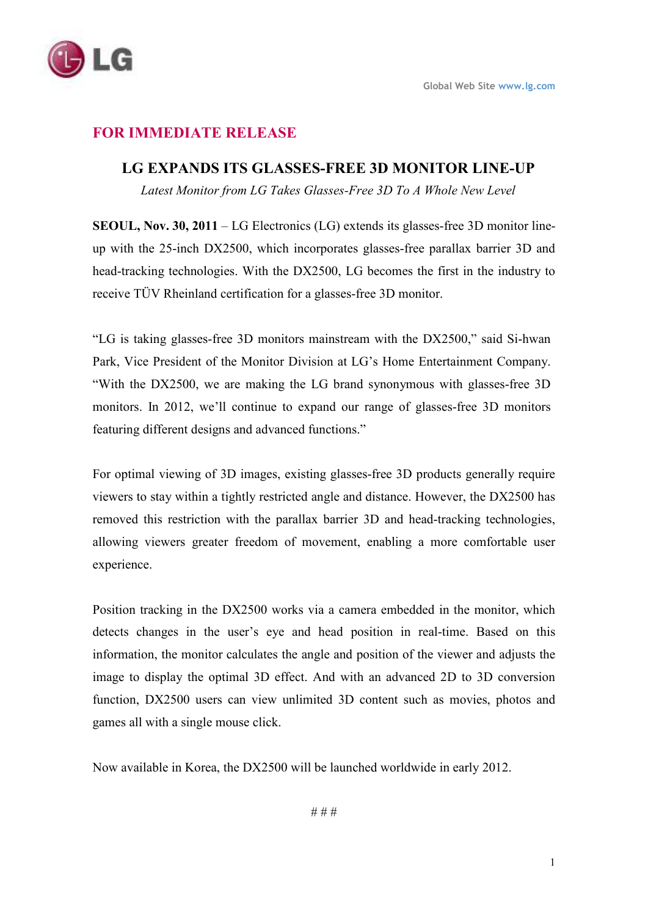Global Web Site www.lg.com

**FOR IMMEDIATE RELEASE**

# LG EXPANDS ITS GLASSES-FREE 3D MONITOR LINE-UP

*Latest Monitor from LG Takes Glasses-Free 3D To A Whole New Level*

**SEOUL, Nov. 30, 2011** – LG Electronics (LG) extends its glasses-free 3D monitor line-up with the 25-inch DX2500, which incorporates glasses-free parallax barrier 3D and head-tracking technologies. With the DX2500, LG becomes the first in the industry to receive TÜV Rheinland certification for a glasses-free 3D monitor.

"LG is taking glasses-free 3D monitors mainstream with the DX2500," said Si-hwan Park, Vice President of the Monitor Division at LG's Home Entertainment Company. "With the DX2500, we are making the LG brand synonymous with glasses-free 3D monitors. In 2012, we'll continue to expand our range of glasses-free 3D monitors featuring different designs and advanced functions."

For optimal viewing of 3D images, existing glasses-free 3D products generally require viewers to stay within a tightly restricted angle and distance. However, the DX2500 has removed this restriction with the parallax barrier 3D and head-tracking technologies, allowing viewers greater freedom of movement, enabling a more comfortable user experience.

Position tracking in the DX2500 works via a camera embedded in the monitor, which detects changes in the user's eye and head position in real-time. Based on this information, the monitor calculates the angle and position of the viewer and adjusts the image to display the optimal 3D effect. And with an advanced 2D to 3D conversion function, DX2500 users can view unlimited 3D content such as movies, photos and games all with a single mouse click.

Now available in Korea, the DX2500 will be launched worldwide in early 2012.

# # #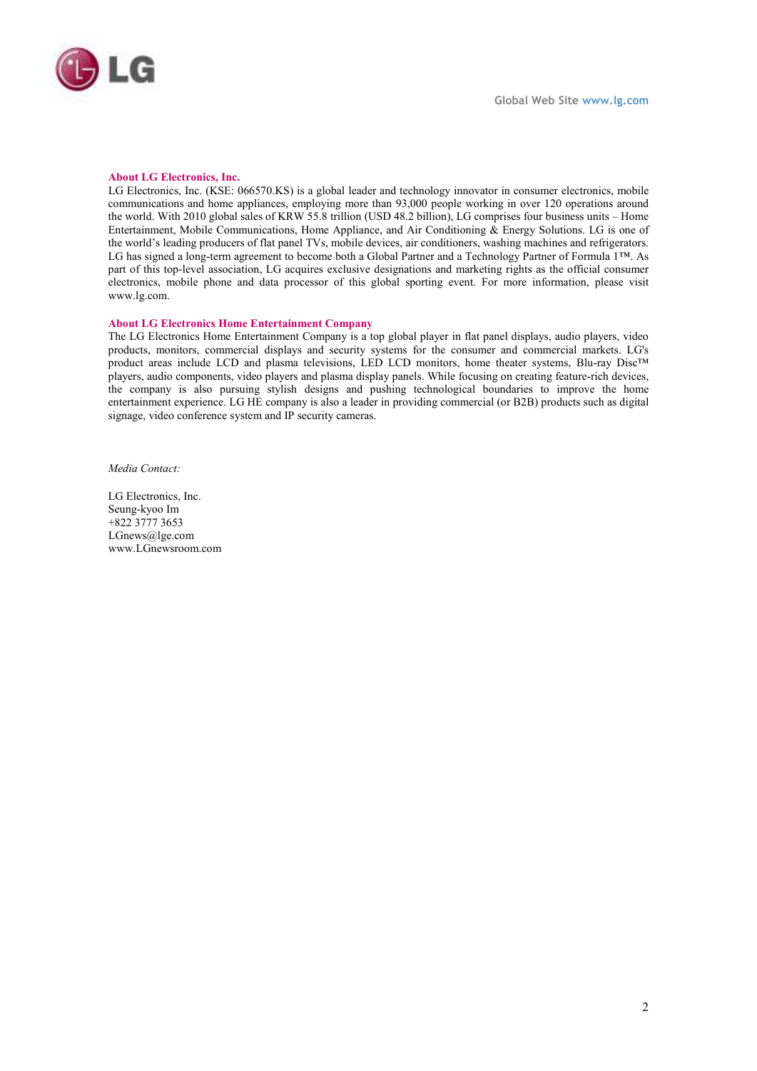Global Web Site www.lg.com

**About LG Electronics, Inc.**

LG Electronics, Inc. (KSE: 066570.KS) is a global leader and technology innovator in consumer electronics, mobile communications and home appliances, employing more than 93,000 people working in over 120 operations around the world. With 2010 global sales of KRW 55.8 trillion (USD 48.2 billion), LG comprises four business units – Home Entertainment, Mobile Communications, Home Appliance, and Air Conditioning & Energy Solutions. LG is one of the world's leading producers of flat panel TVs, mobile devices, air conditioners, washing machines and refrigerators. LG has signed a long-term agreement to become both a Global Partner and a Technology Partner of Formula 1™. As part of this top-level association, LG acquires exclusive designations and marketing rights as the official consumer electronics, mobile phone and data processor of this global sporting event. For more information, please visit www.lg.com.

**About LG Electronics Home Entertainment Company**

The LG Electronics Home Entertainment Company is a top global player in flat panel displays, audio players, video products, monitors, commercial displays and security systems for the consumer and commercial markets. LG's product areas include LCD and plasma televisions, LED LCD monitors, home theater systems, Blu-ray Disc™ players, audio components, video players and plasma display panels. While focusing on creating feature-rich devices, the company is also pursuing stylish designs and pushing technological boundaries to improve the home entertainment experience. LG HE company is also a leader in providing commercial (or B2B) products such as digital signage, video conference system and IP security cameras.

*Media Contact:*

LG Electronics, Inc.
Seung-kyoo Im
+822 3777 3653
LGnews@lge.com
www.LGnewsroom.com